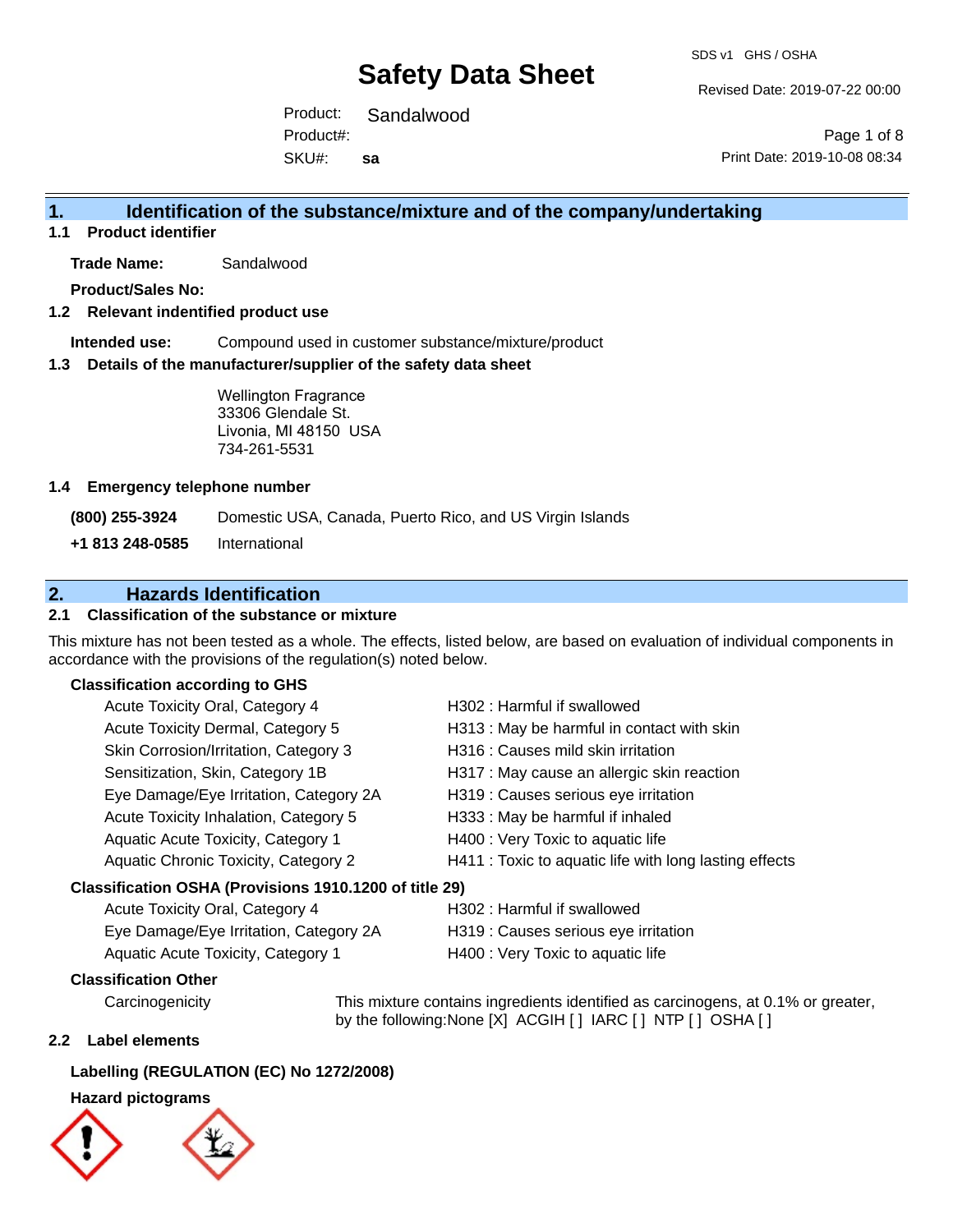# Safety Data Sheet

SDS v1 GHS / OSHA

Revised Date: 2019-07-22 00:00

Product: Sandalwood

Product#:

SKU#: **sa**

Print Date: 2019-10-08 08:34

## 1. Identification of the substance/mixture and of the company/undertaking

### 1.1 Product identifier

**Trade Name:** Sandalwood

**Product/Sales No:**

### 1.2 Relevant indentified product use

**Intended use:** Compound used in customer substance/mixture/product

### 1.3 Details of the manufacturer/supplier of the safety data sheet

Wellington Fragrance
33306 Glendale St.
Livonia, MI 48150 USA
734-261-5531

### 1.4 Emergency telephone number

**(800) 255-3924** Domestic USA, Canada, Puerto Rico, and US Virgin Islands

**+1 813 248-0585** International

## 2. Hazards Identification

### 2.1 Classification of the substance or mixture

This mixture has not been tested as a whole. The effects, listed below, are based on evaluation of individual components in accordance with the provisions of the regulation(s) noted below.

**Classification according to GHS**

| | |
|---|---|
| Acute Toxicity Oral, Category 4 | H302 : Harmful if swallowed |
| Acute Toxicity Dermal, Category 5 | H313 : May be harmful in contact with skin |
| Skin Corrosion/Irritation, Category 3 | H316 : Causes mild skin irritation |
| Sensitization, Skin, Category 1B | H317 : May cause an allergic skin reaction |
| Eye Damage/Eye Irritation, Category 2A | H319 : Causes serious eye irritation |
| Acute Toxicity Inhalation, Category 5 | H333 : May be harmful if inhaled |
| Aquatic Acute Toxicity, Category 1 | H400 : Very Toxic to aquatic life |
| Aquatic Chronic Toxicity, Category 2 | H411 : Toxic to aquatic life with long lasting effects |

**Classification OSHA (Provisions 1910.1200 of title 29)**

| | |
|---|---|
| Acute Toxicity Oral, Category 4 | H302 : Harmful if swallowed |
| Eye Damage/Eye Irritation, Category 2A | H319 : Causes serious eye irritation |
| Aquatic Acute Toxicity, Category 1 | H400 : Very Toxic to aquatic life |

**Classification Other**

Carcinogenicity: This mixture contains ingredients identified as carcinogens, at 0.1% or greater, by the following:None [X] ACGIH [ ] IARC [ ] NTP [ ] OSHA [ ]

### 2.2 Label elements

**Labelling (REGULATION (EC) No 1272/2008)**

**Hazard pictograms**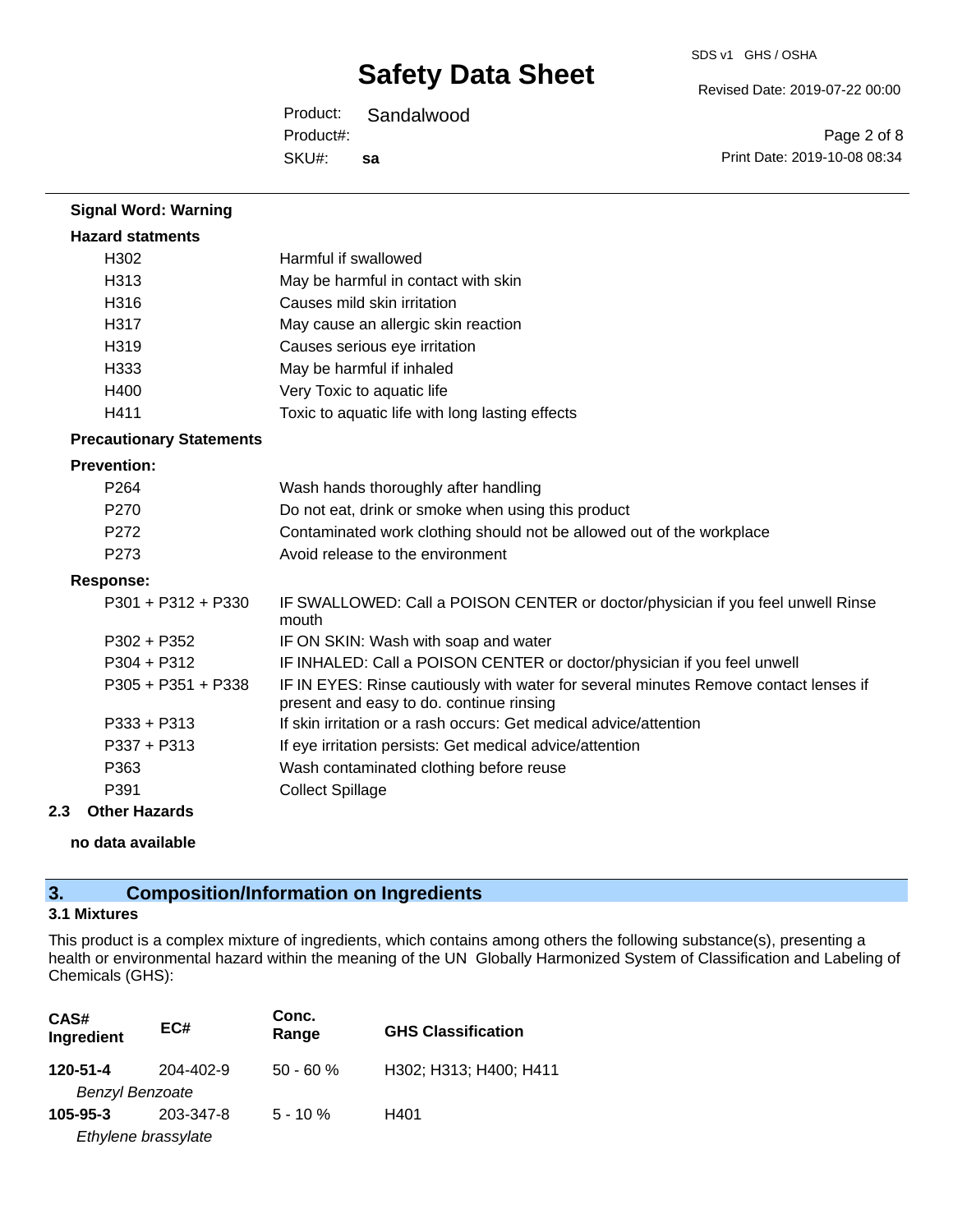**Signal Word: Warning**

**Hazard statments**

| | |
|---|---|
| H302 | Harmful if swallowed |
| H313 | May be harmful in contact with skin |
| H316 | Causes mild skin irritation |
| H317 | May cause an allergic skin reaction |
| H319 | Causes serious eye irritation |
| H333 | May be harmful if inhaled |
| H400 | Very Toxic to aquatic life |
| H411 | Toxic to aquatic life with long lasting effects |

**Precautionary Statements**

**Prevention:**

| | |
|---|---|
| P264 | Wash hands thoroughly after handling |
| P270 | Do not eat, drink or smoke when using this product |
| P272 | Contaminated work clothing should not be allowed out of the workplace |
| P273 | Avoid release to the environment |

**Response:**

| | |
|---|---|
| P301 + P312 + P330 | IF SWALLOWED: Call a POISON CENTER or doctor/physician if you feel unwell Rinse mouth |
| P302 + P352 | IF ON SKIN: Wash with soap and water |
| P304 + P312 | IF INHALED: Call a POISON CENTER or doctor/physician if you feel unwell |
| P305 + P351 + P338 | IF IN EYES: Rinse cautiously with water for several minutes Remove contact lenses if present and easy to do. continue rinsing |
| P333 + P313 | If skin irritation or a rash occurs: Get medical advice/attention |
| P337 + P313 | If eye irritation persists: Get medical advice/attention |
| P363 | Wash contaminated clothing before reuse |
| P391 | Collect Spillage |

**2.3 Other Hazards**

**no data available**

## 3. Composition/Information on Ingredients

### 3.1 Mixtures

This product is a complex mixture of ingredients, which contains among others the following substance(s), presenting a health or environmental hazard within the meaning of the UN Globally Harmonized System of Classification and Labeling of Chemicals (GHS):

| CAS# Ingredient | EC# | Conc. Range | GHS Classification |
|---|---|---|---|
| **120-51-4** *Benzyl Benzoate* | 204-402-9 | 50 - 60 % | H302; H313; H400; H411 |
| **105-95-3** *Ethylene brassylate* | 203-347-8 | 5 - 10 % | H401 |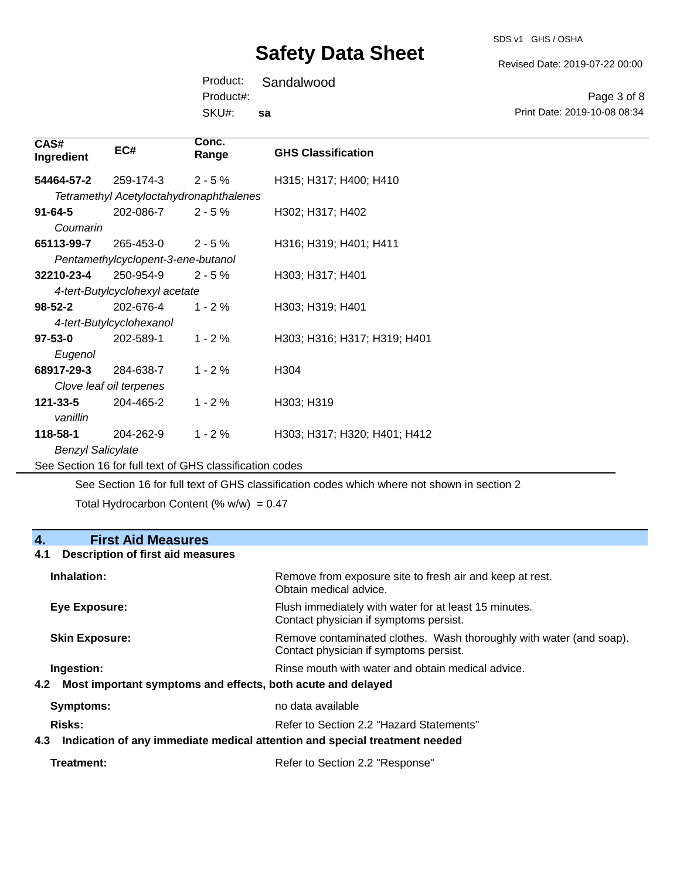| CAS# Ingredient | EC# | Conc. Range | GHS Classification |
|---|---|---|---|
| **54464-57-2** | 259-174-3 | 2 - 5 % | H315; H317; H400; H410 |
| *Tetramethyl Acetyloctahydronaphthalenes* | | | |
| **91-64-5** | 202-086-7 | 2 - 5 % | H302; H317; H402 |
| *Coumarin* | | | |
| **65113-99-7** | 265-453-0 | 2 - 5 % | H316; H319; H401; H411 |
| *Pentamethylcyclopent-3-ene-butanol* | | | |
| **32210-23-4** | 250-954-9 | 2 - 5 % | H303; H317; H401 |
| *4-tert-Butylcyclohexyl acetate* | | | |
| **98-52-2** | 202-676-4 | 1 - 2 % | H303; H319; H401 |
| *4-tert-Butylcyclohexanol* | | | |
| **97-53-0** | 202-589-1 | 1 - 2 % | H303; H316; H317; H319; H401 |
| *Eugenol* | | | |
| **68917-29-3** | 284-638-7 | 1 - 2 % | H304 |
| *Clove leaf oil terpenes* | | | |
| **121-33-5** | 204-465-2 | 1 - 2 % | H303; H319 |
| *vanillin* | | | |
| **118-58-1** | 204-262-9 | 1 - 2 % | H303; H317; H320; H401; H412 |
| *Benzyl Salicylate* | | | |

See Section 16 for full text of GHS classification codes

See Section 16 for full text of GHS classification codes which where not shown in section 2

Total Hydrocarbon Content (% w/w) = 0.47

## 4. First Aid Measures

### 4.1 Description of first aid measures

**Inhalation:** Remove from exposure site to fresh air and keep at rest. Obtain medical advice.

**Eye Exposure:** Flush immediately with water for at least 15 minutes. Contact physician if symptoms persist.

**Skin Exposure:** Remove contaminated clothes. Wash thoroughly with water (and soap). Contact physician if symptoms persist.

**Ingestion:** Rinse mouth with water and obtain medical advice.

### 4.2 Most important symptoms and effects, both acute and delayed

**Symptoms:** no data available

**Risks:** Refer to Section 2.2 "Hazard Statements"

### 4.3 Indication of any immediate medical attention and special treatment needed

**Treatment:** Refer to Section 2.2 "Response"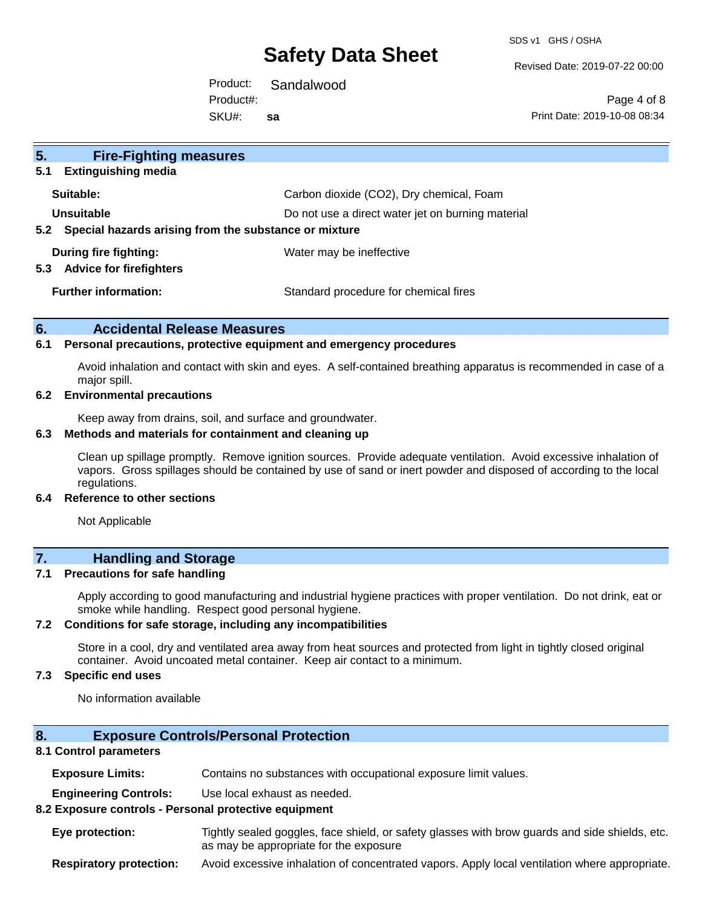## 5. Fire-Fighting measures

### 5.1 Extinguishing media

| | |
|---|---|
| **Suitable:** | Carbon dioxide ($CO_2$), Dry chemical, Foam |
| **Unsuitable** | Do not use a direct water jet on burning material |

### 5.2 Special hazards arising from the substance or mixture

| | |
|---|---|
| **During fire fighting:** | Water may be ineffective |

### 5.3 Advice for firefighters

| | |
|---|---|
| **Further information:** | Standard procedure for chemical fires |

## 6. Accidental Release Measures

### 6.1 Personal precautions, protective equipment and emergency procedures

Avoid inhalation and contact with skin and eyes. A self-contained breathing apparatus is recommended in case of a major spill.

### 6.2 Environmental precautions

Keep away from drains, soil, and surface and groundwater.

### 6.3 Methods and materials for containment and cleaning up

Clean up spillage promptly. Remove ignition sources. Provide adequate ventilation. Avoid excessive inhalation of vapors. Gross spillages should be contained by use of sand or inert powder and disposed of according to the local regulations.

### 6.4 Reference to other sections

Not Applicable

## 7. Handling and Storage

### 7.1 Precautions for safe handling

Apply according to good manufacturing and industrial hygiene practices with proper ventilation. Do not drink, eat or smoke while handling. Respect good personal hygiene.

### 7.2 Conditions for safe storage, including any incompatibilities

Store in a cool, dry and ventilated area away from heat sources and protected from light in tightly closed original container. Avoid uncoated metal container. Keep air contact to a minimum.

### 7.3 Specific end uses

No information available

## 8. Exposure Controls/Personal Protection

### 8.1 Control parameters

| | |
|---|---|
| **Exposure Limits:** | Contains no substances with occupational exposure limit values. |
| **Engineering Controls:** | Use local exhaust as needed. |

### 8.2 Exposure controls - Personal protective equipment

| | |
|---|---|
| **Eye protection:** | Tightly sealed goggles, face shield, or safety glasses with brow guards and side shields, etc. as may be appropriate for the exposure |
| **Respiratory protection:** | Avoid excessive inhalation of concentrated vapors. Apply local ventilation where appropriate. |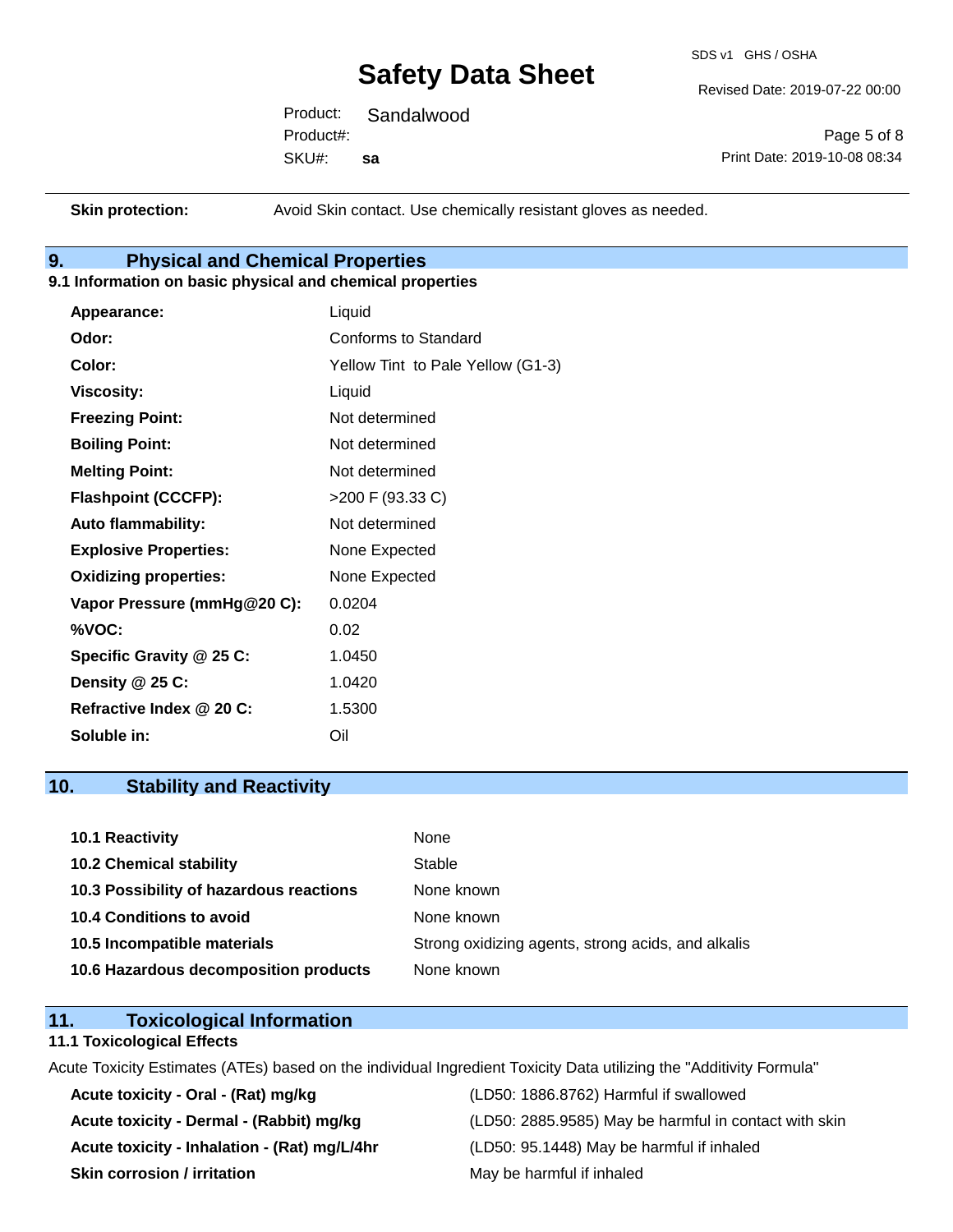| | |
|---|---|
| **Skin protection:** | Avoid Skin contact. Use chemically resistant gloves as needed. |

## 9. Physical and Chemical Properties

### 9.1 Information on basic physical and chemical properties

| | |
|---|---|
| **Appearance:** | Liquid |
| **Odor:** | Conforms to Standard |
| **Color:** | Yellow Tint to Pale Yellow (G1-3) |
| **Viscosity:** | Liquid |
| **Freezing Point:** | Not determined |
| **Boiling Point:** | Not determined |
| **Melting Point:** | Not determined |
| **Flashpoint (CCCFP):** | >200 F (93.33 C) |
| **Auto flammability:** | Not determined |
| **Explosive Properties:** | None Expected |
| **Oxidizing properties:** | None Expected |
| **Vapor Pressure (mmHg@20 C):** | 0.0204 |
| **%VOC:** | 0.02 |
| **Specific Gravity @ 25 C:** | 1.0450 |
| **Density @ 25 C:** | 1.0420 |
| **Refractive Index @ 20 C:** | 1.5300 |
| **Soluble in:** | Oil |

## 10. Stability and Reactivity

| | |
|---|---|
| **10.1 Reactivity** | None |
| **10.2 Chemical stability** | Stable |
| **10.3 Possibility of hazardous reactions** | None known |
| **10.4 Conditions to avoid** | None known |
| **10.5 Incompatible materials** | Strong oxidizing agents, strong acids, and alkalis |
| **10.6 Hazardous decomposition products** | None known |

## 11. Toxicological Information

### 11.1 Toxicological Effects

Acute Toxicity Estimates (ATEs) based on the individual Ingredient Toxicity Data utilizing the "Additivity Formula"

| | |
|---|---|
| **Acute toxicity - Oral - (Rat) mg/kg** | (LD50: 1886.8762) Harmful if swallowed |
| **Acute toxicity - Dermal - (Rabbit) mg/kg** | (LD50: 2885.9585) May be harmful in contact with skin |
| **Acute toxicity - Inhalation - (Rat) mg/L/4hr** | (LD50: 95.1448) May be harmful if inhaled |
| **Skin corrosion / irritation** | May be harmful if inhaled |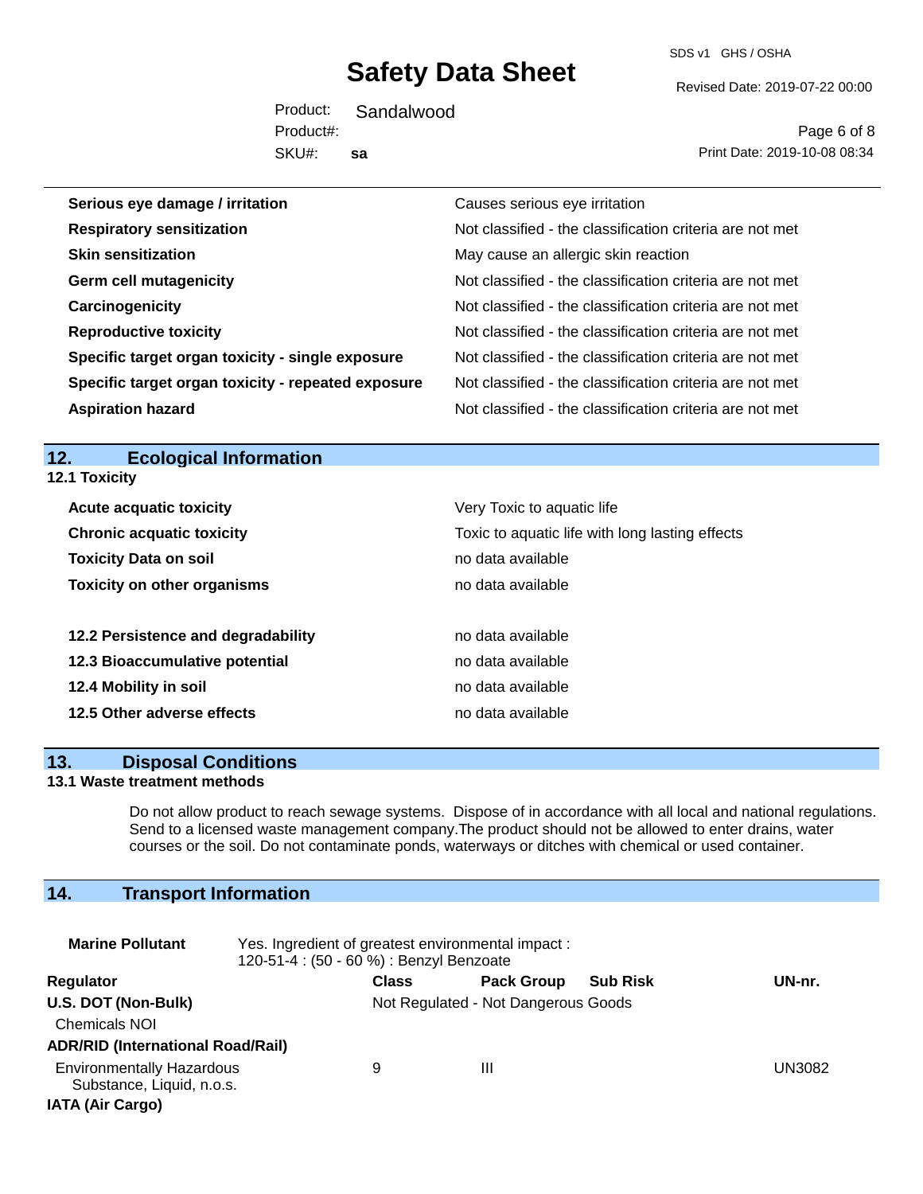| | |
|---|---|
| **Serious eye damage / irritation** | Causes serious eye irritation |
| **Respiratory sensitization** | Not classified - the classification criteria are not met |
| **Skin sensitization** | May cause an allergic skin reaction |
| **Germ cell mutagenicity** | Not classified - the classification criteria are not met |
| **Carcinogenicity** | Not classified - the classification criteria are not met |
| **Reproductive toxicity** | Not classified - the classification criteria are not met |
| **Specific target organ toxicity - single exposure** | Not classified - the classification criteria are not met |
| **Specific target organ toxicity - repeated exposure** | Not classified - the classification criteria are not met |
| **Aspiration hazard** | Not classified - the classification criteria are not met |

## 12. Ecological Information

### 12.1 Toxicity

| | |
|---|---|
| **Acute acquatic toxicity** | Very Toxic to aquatic life |
| **Chronic acquatic toxicity** | Toxic to aquatic life with long lasting effects |
| **Toxicity Data on soil** | no data available |
| **Toxicity on other organisms** | no data available |
| **12.2 Persistence and degradability** | no data available |
| **12.3 Bioaccumulative potential** | no data available |
| **12.4 Mobility in soil** | no data available |
| **12.5 Other adverse effects** | no data available |

## 13. Disposal Conditions

### 13.1 Waste treatment methods

Do not allow product to reach sewage systems. Dispose of in accordance with all local and national regulations. Send to a licensed waste management company.The product should not be allowed to enter drains, water courses or the soil. Do not contaminate ponds, waterways or ditches with chemical or used container.

## 14. Transport Information

**Marine Pollutant** Yes. Ingredient of greatest environmental impact : 120-51-4 : (50 - 60 %) : Benzyl Benzoate

| Regulator | Class | Pack Group | Sub Risk | UN-nr. |
|---|---|---|---|---|
| **U.S. DOT (Non-Bulk)** | Not Regulated - Not Dangerous Goods | | | |
| Chemicals NOI | | | | |
| **ADR/RID (International Road/Rail)** | | | | |
| Environmentally Hazardous Substance, Liquid, n.o.s. | 9 | III | | UN3082 |
| **IATA (Air Cargo)** | | | | |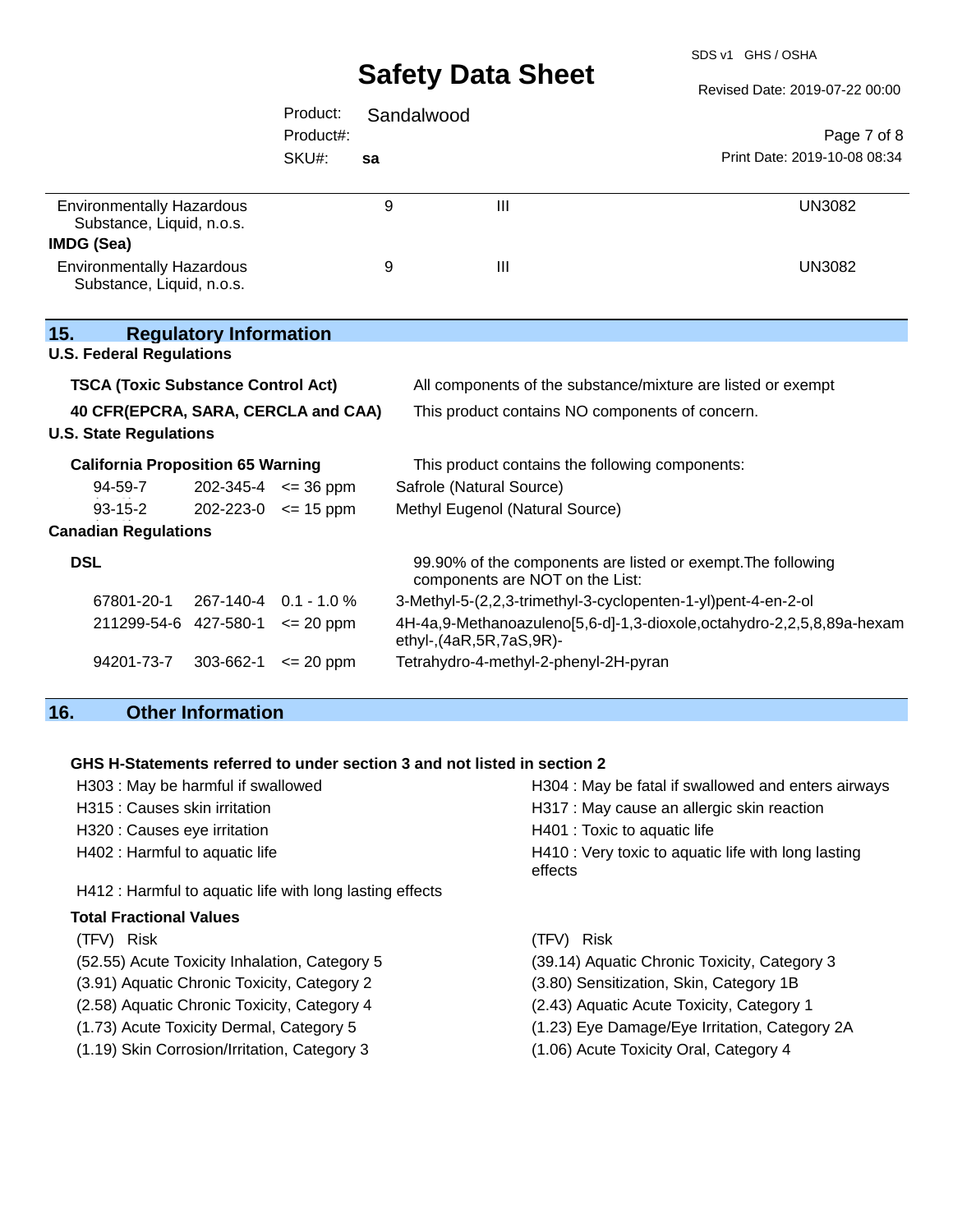| | | | |
|---|---|---|---|
| Environmentally Hazardous Substance, Liquid, n.o.s. | 9 | III | UN3082 |

**IMDG (Sea)**

| | | | |
|---|---|---|---|
| Environmentally Hazardous Substance, Liquid, n.o.s. | 9 | III | UN3082 |

## 15. Regulatory Information

**U.S. Federal Regulations**

| | |
|---|---|
| **TSCA (Toxic Substance Control Act)** | All components of the substance/mixture are listed or exempt |
| **40 CFR(EPCRA, SARA, CERCLA and CAA)** | This product contains NO components of concern. |

**U.S. State Regulations**

**California Proposition 65 Warning** — This product contains the following components:

| | | | |
|---|---|---|---|
| 94-59-7 | 202-345-4 | <= 36 ppm | Safrole (Natural Source) |
| 93-15-2 | 202-223-0 | <= 15 ppm | Methyl Eugenol (Natural Source) |

**Canadian Regulations**

**DSL** — 99.90% of the components are listed or exempt.The following components are NOT on the List:

| | | | |
|---|---|---|---|
| 67801-20-1 | 267-140-4 | 0.1 - 1.0 % | 3-Methyl-5-(2,2,3-trimethyl-3-cyclopenten-1-yl)pent-4-en-2-ol |
| 211299-54-6 | 427-580-1 | <= 20 ppm | 4H-4a,9-Methanoazuleno[5,6-d]-1,3-dioxole,octahydro-2,2,5,8,89a-hexamethyl-,(4aR,5R,7aS,9R)- |
| 94201-73-7 | 303-662-1 | <= 20 ppm | Tetrahydro-4-methyl-2-phenyl-2H-pyran |

## 16. Other Information

**GHS H-Statements referred to under section 3 and not listed in section 2**

H303 : May be harmful if swallowed
H304 : May be fatal if swallowed and enters airways
H315 : Causes skin irritation
H317 : May cause an allergic skin reaction
H320 : Causes eye irritation
H401 : Toxic to aquatic life
H402 : Harmful to aquatic life
H410 : Very toxic to aquatic life with long lasting effects
H412 : Harmful to aquatic life with long lasting effects

**Total Fractional Values**

| (TFV) Risk | (TFV) Risk |
|---|---|
| (52.55) Acute Toxicity Inhalation, Category 5 | (39.14) Aquatic Chronic Toxicity, Category 3 |
| (3.91) Aquatic Chronic Toxicity, Category 2 | (3.80) Sensitization, Skin, Category 1B |
| (2.58) Aquatic Chronic Toxicity, Category 4 | (2.43) Aquatic Acute Toxicity, Category 1 |
| (1.73) Acute Toxicity Dermal, Category 5 | (1.23) Eye Damage/Eye Irritation, Category 2A |
| (1.19) Skin Corrosion/Irritation, Category 3 | (1.06) Acute Toxicity Oral, Category 4 |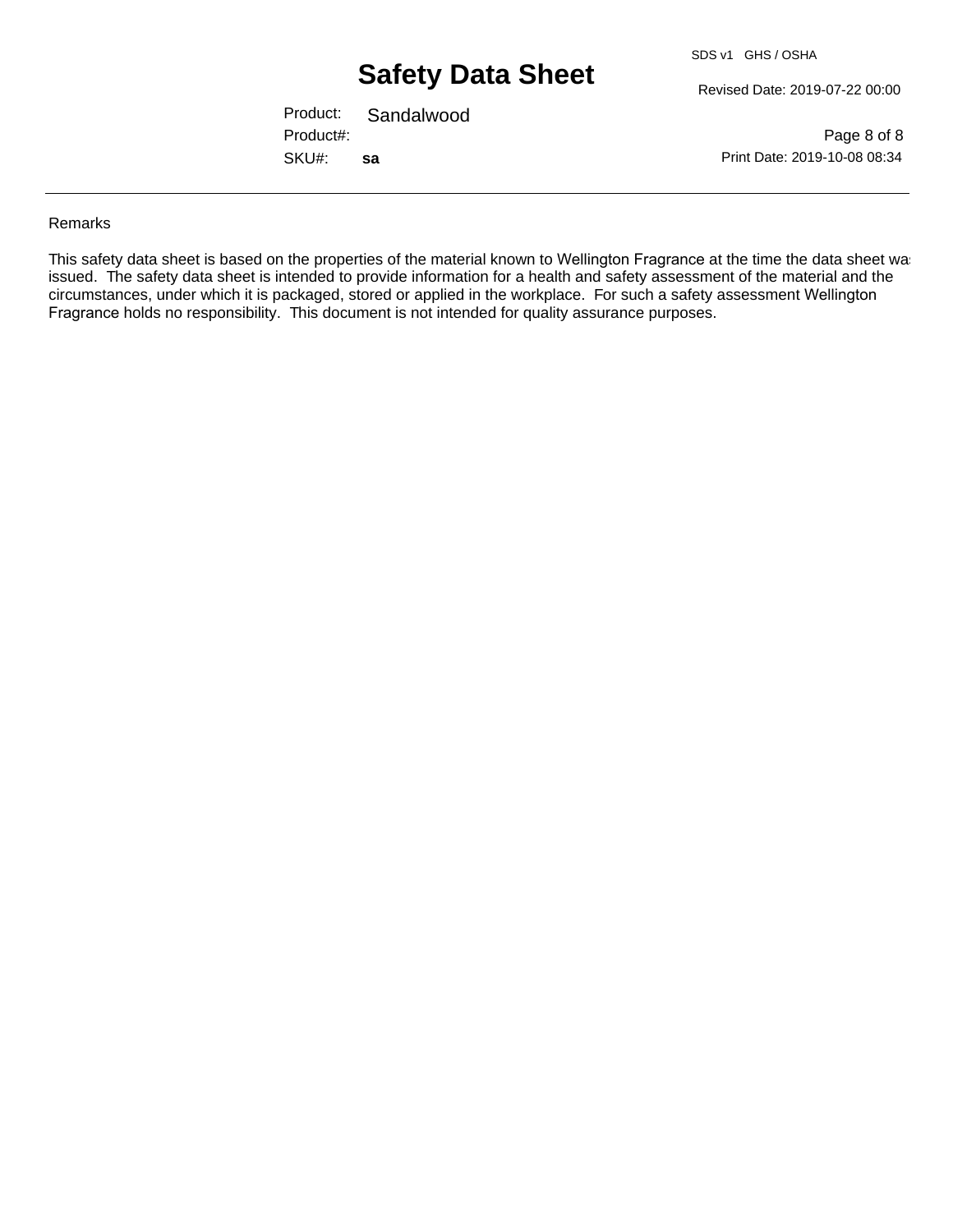## Remarks

This safety data sheet is based on the properties of the material known to Wellington Fragrance at the time the data sheet was issued. The safety data sheet is intended to provide information for a health and safety assessment of the material and the circumstances, under which it is packaged, stored or applied in the workplace. For such a safety assessment Wellington Fragrance holds no responsibility. This document is not intended for quality assurance purposes.